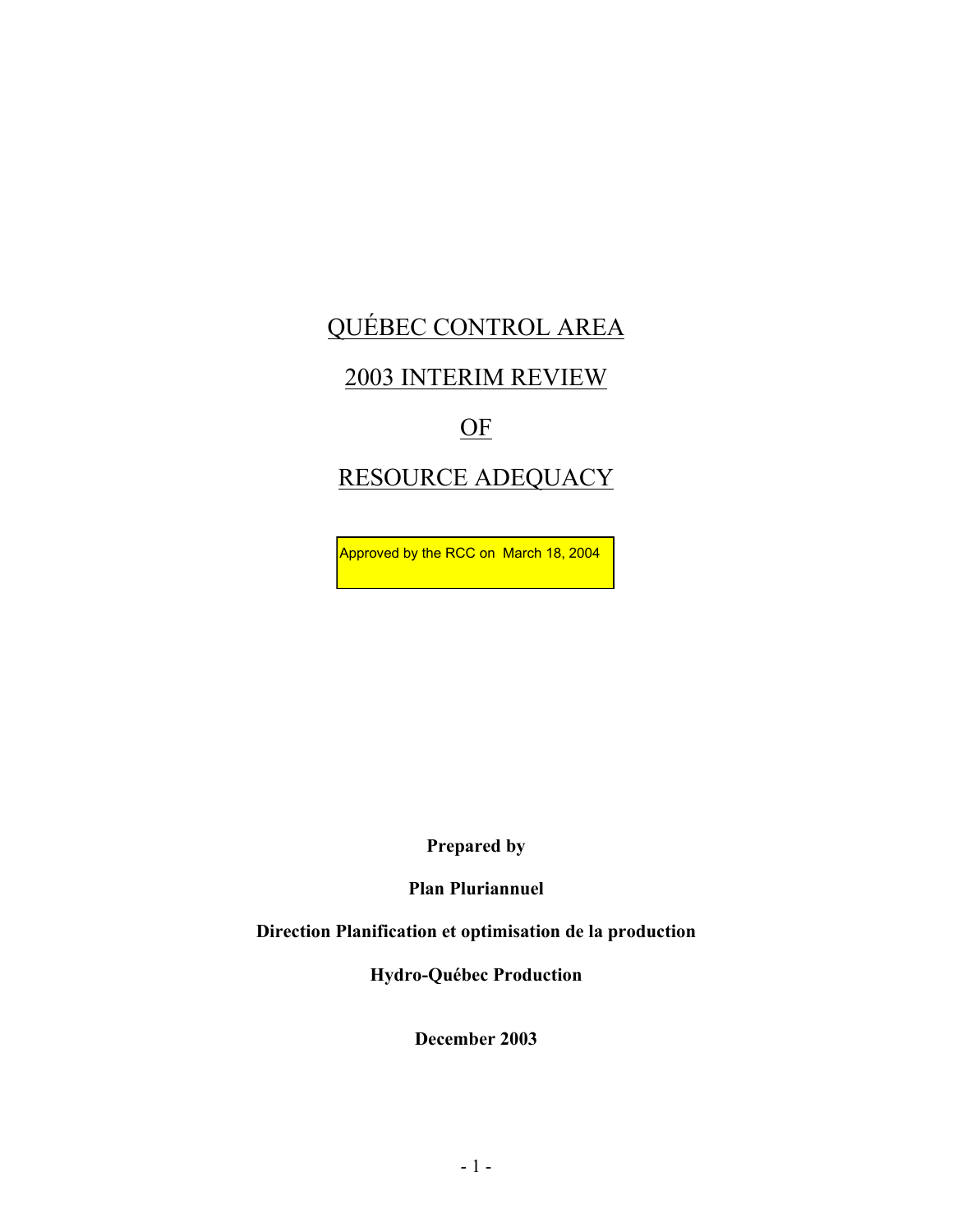# QUÉBEC CONTROL AREA

# 2003 INTERIM REVIEW

# OF

# RESOURCE ADEQUACY

Approved by the RCC on March 18, 2004

**Prepared by**

**Plan Pluriannuel**

**Direction Planification et optimisation de la production**

**Hydro-Québec Production**

**December 2003**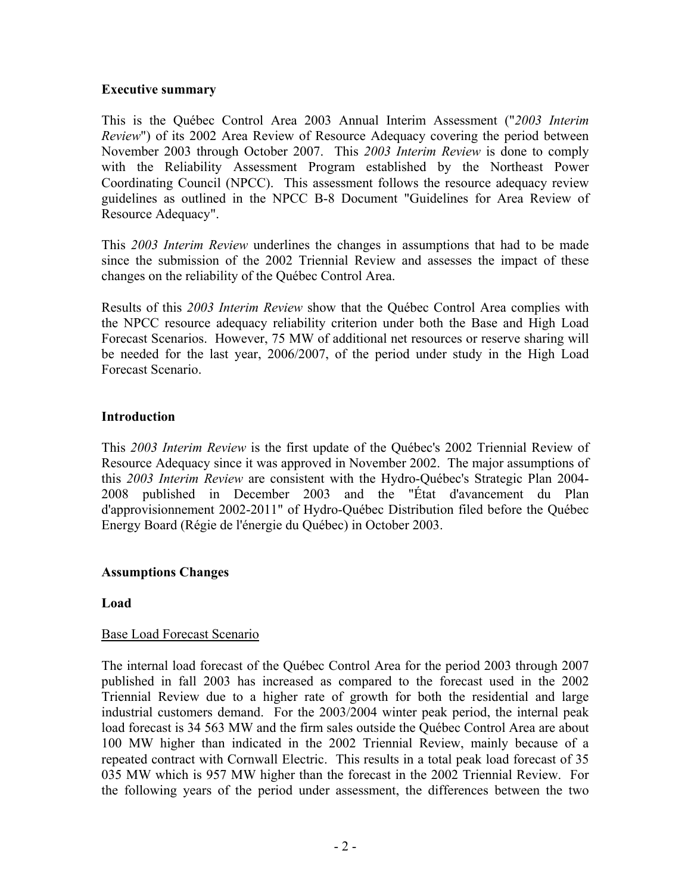## Executive summary

This is the Québec Control Area 2003 Annual Interim Assessment ("*2003 Interim Review*") of its 2002 Area Review of Resource Adequacy covering the period between November 2003 through October 2007. This *2003 Interim Review* is done to comply with the Reliability Assessment Program established by the Northeast Power Coordinating Council (NPCC). This assessment follows the resource adequacy review guidelines as outlined in the NPCC B-8 Document "Guidelines for Area Review of Resource Adequacy".

This *2003 Interim Review* underlines the changes in assumptions that had to be made since the submission of the 2002 Triennial Review and assesses the impact of these changes on the reliability of the Québec Control Area.

Results of this *2003 Interim Review* show that the Québec Control Area complies with the NPCC resource adequacy reliability criterion under both the Base and High Load Forecast Scenarios. However, 75 MW of additional net resources or reserve sharing will be needed for the last year, 2006/2007, of the period under study in the High Load Forecast Scenario.

## Introduction

This *2003 Interim Review* is the first update of the Québec's 2002 Triennial Review of Resource Adequacy since it was approved in November 2002. The major assumptions of this *2003 Interim Review* are consistent with the Hydro-Québec's Strategic Plan 2004-2008 published in December 2003 and the "État d'avancement du Plan d'approvisionnement 2002-2011" of Hydro-Québec Distribution filed before the Québec Energy Board (Régie de l'énergie du Québec) in October 2003.

## Assumptions Changes

### Load

Base Load Forecast Scenario

The internal load forecast of the Québec Control Area for the period 2003 through 2007 published in fall 2003 has increased as compared to the forecast used in the 2002 Triennial Review due to a higher rate of growth for both the residential and large industrial customers demand. For the 2003/2004 winter peak period, the internal peak load forecast is 34 563 MW and the firm sales outside the Québec Control Area are about 100 MW higher than indicated in the 2002 Triennial Review, mainly because of a repeated contract with Cornwall Electric. This results in a total peak load forecast of 35 035 MW which is 957 MW higher than the forecast in the 2002 Triennial Review. For the following years of the period under assessment, the differences between the two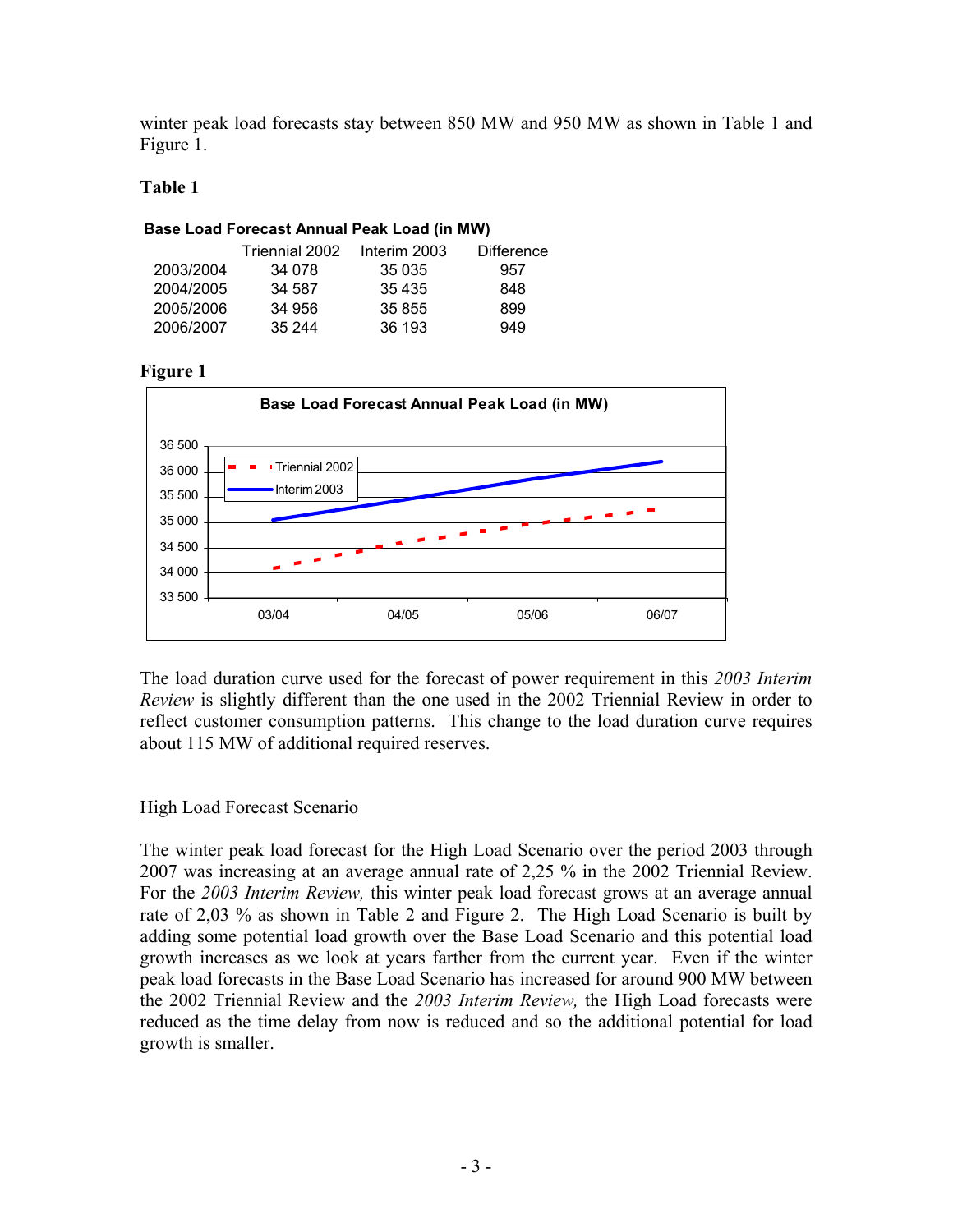winter peak load forecasts stay between 850 MW and 950 MW as shown in Table 1 and Figure 1.

**Table 1**

**Base Load Forecast Annual Peak Load (in MW)**

| | Triennial 2002 | Interim 2003 | Difference |
|---|---|---|---|
| 2003/2004 | 34 078 | 35 035 | 957 |
| 2004/2005 | 34 587 | 35 435 | 848 |
| 2005/2006 | 34 956 | 35 855 | 899 |
| 2006/2007 | 35 244 | 36 193 | 949 |

**Figure 1**

The load duration curve used for the forecast of power requirement in this *2003 Interim Review* is slightly different than the one used in the 2002 Triennial Review in order to reflect customer consumption patterns. This change to the load duration curve requires about 115 MW of additional required reserves.

High Load Forecast Scenario

The winter peak load forecast for the High Load Scenario over the period 2003 through 2007 was increasing at an average annual rate of 2,25 % in the 2002 Triennial Review. For the *2003 Interim Review,* this winter peak load forecast grows at an average annual rate of 2,03 % as shown in Table 2 and Figure 2. The High Load Scenario is built by adding some potential load growth over the Base Load Scenario and this potential load growth increases as we look at years farther from the current year. Even if the winter peak load forecasts in the Base Load Scenario has increased for around 900 MW between the 2002 Triennial Review and the *2003 Interim Review,* the High Load forecasts were reduced as the time delay from now is reduced and so the additional potential for load growth is smaller.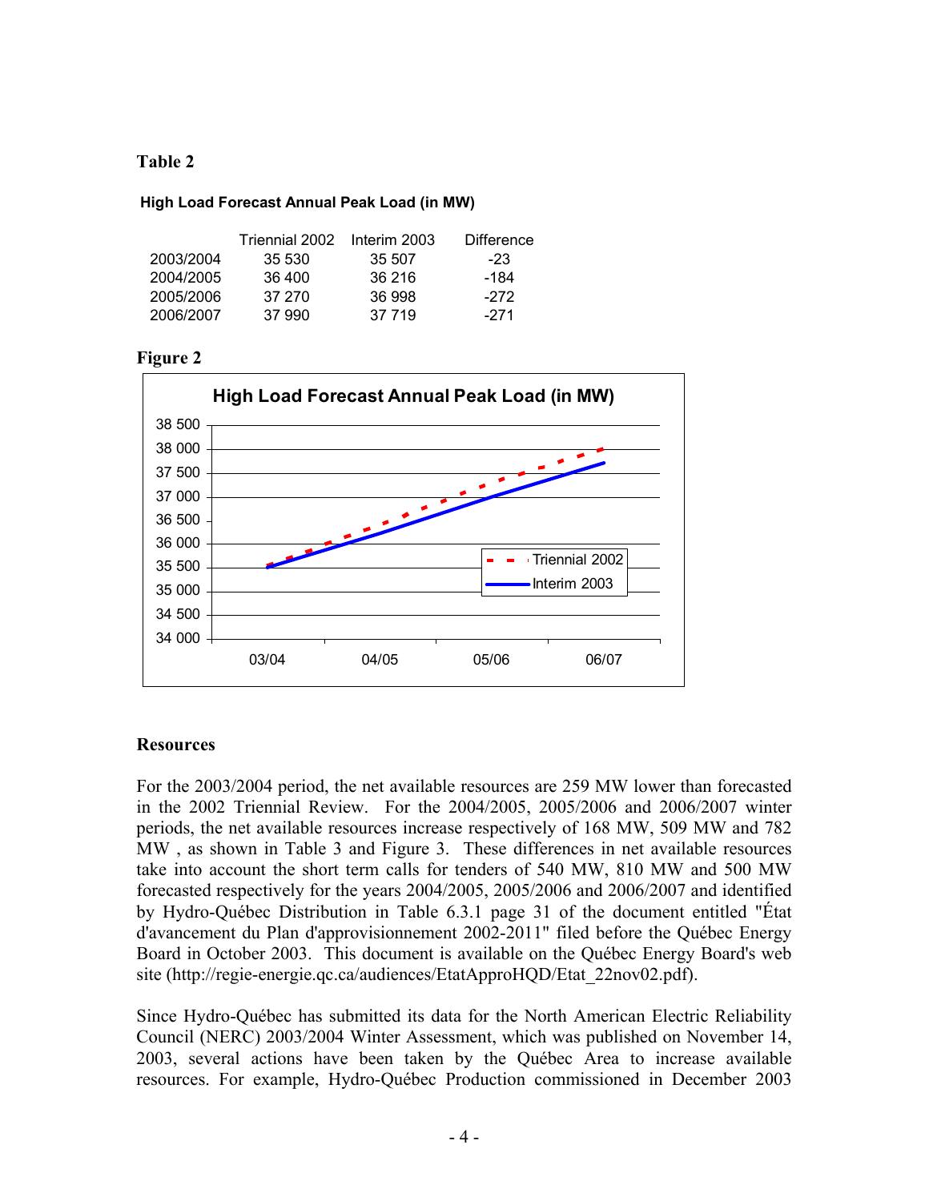**Table 2**

**High Load Forecast Annual Peak Load (in MW)**

| | Triennial 2002 | Interim 2003 | Difference |
|---|---|---|---|
| 2003/2004 | 35 530 | 35 507 | -23 |
| 2004/2005 | 36 400 | 36 216 | -184 |
| 2005/2006 | 37 270 | 36 998 | -272 |
| 2006/2007 | 37 990 | 37 719 | -271 |

**Figure 2**

**High Load Forecast Annual Peak Load (in MW)**

## Resources

For the 2003/2004 period, the net available resources are 259 MW lower than forecasted in the 2002 Triennial Review. For the 2004/2005, 2005/2006 and 2006/2007 winter periods, the net available resources increase respectively of 168 MW, 509 MW and 782 MW , as shown in Table 3 and Figure 3. These differences in net available resources take into account the short term calls for tenders of 540 MW, 810 MW and 500 MW forecasted respectively for the years 2004/2005, 2005/2006 and 2006/2007 and identified by Hydro-Québec Distribution in Table 6.3.1 page 31 of the document entitled "État d'avancement du Plan d'approvisionnement 2002-2011" filed before the Québec Energy Board in October 2003. This document is available on the Québec Energy Board's web site (http://regie-energie.qc.ca/audiences/EtatApproHQD/Etat_22nov02.pdf).

Since Hydro-Québec has submitted its data for the North American Electric Reliability Council (NERC) 2003/2004 Winter Assessment, which was published on November 14, 2003, several actions have been taken by the Québec Area to increase available resources. For example, Hydro-Québec Production commissioned in December 2003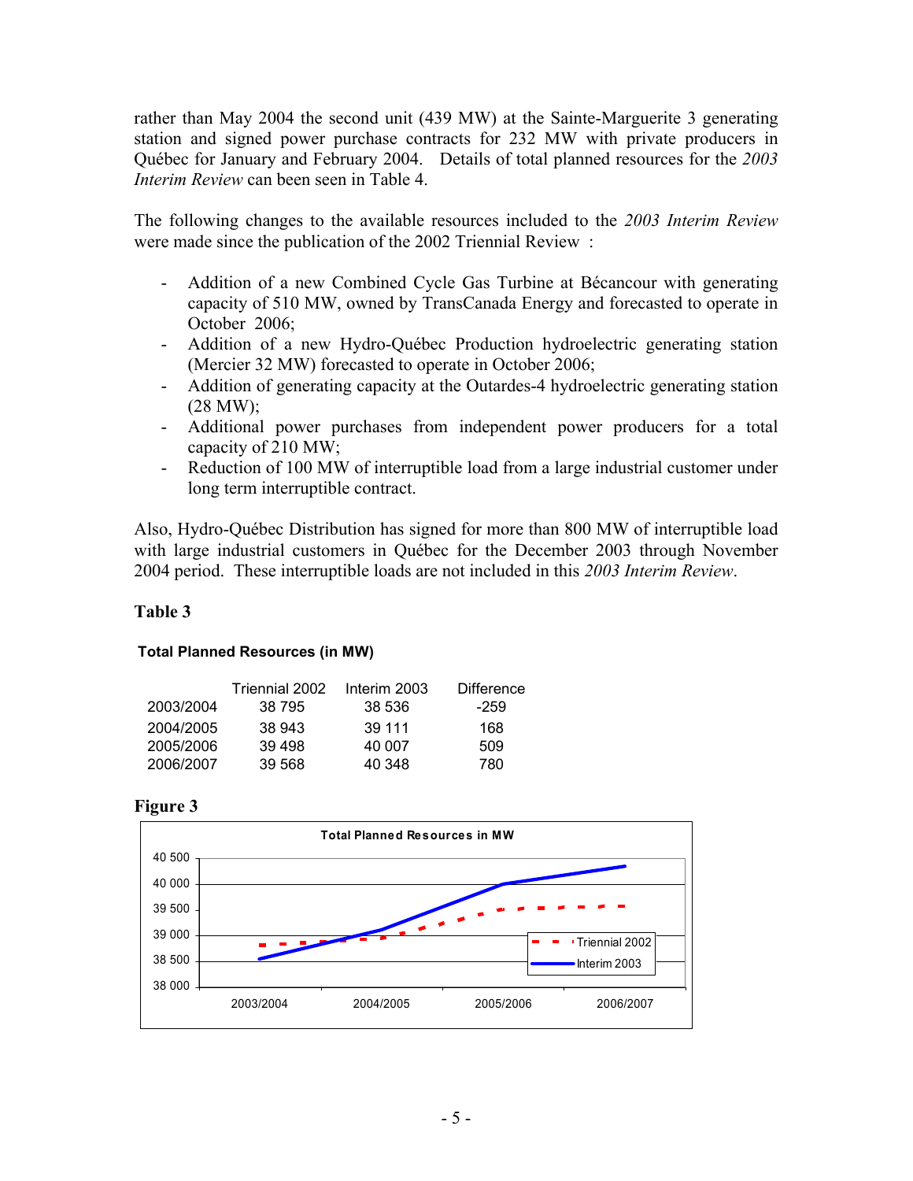rather than May 2004 the second unit (439 MW) at the Sainte-Marguerite 3 generating station and signed power purchase contracts for 232 MW with private producers in Québec for January and February 2004. Details of total planned resources for the *2003 Interim Review* can been seen in Table 4.

The following changes to the available resources included to the *2003 Interim Review* were made since the publication of the 2002 Triennial Review :

- Addition of a new Combined Cycle Gas Turbine at Bécancour with generating capacity of 510 MW, owned by TransCanada Energy and forecasted to operate in October 2006;
- Addition of a new Hydro-Québec Production hydroelectric generating station (Mercier 32 MW) forecasted to operate in October 2006;
- Addition of generating capacity at the Outardes-4 hydroelectric generating station (28 MW);
- Additional power purchases from independent power producers for a total capacity of 210 MW;
- Reduction of 100 MW of interruptible load from a large industrial customer under long term interruptible contract.

Also, Hydro-Québec Distribution has signed for more than 800 MW of interruptible load with large industrial customers in Québec for the December 2003 through November 2004 period. These interruptible loads are not included in this *2003 Interim Review*.

**Table 3**

**Total Planned Resources (in MW)**

| | Triennial 2002 | Interim 2003 | Difference |
|---|---|---|---|
| 2003/2004 | 38 795 | 38 536 | -259 |
| 2004/2005 | 38 943 | 39 111 | 168 |
| 2005/2006 | 39 498 | 40 007 | 509 |
| 2006/2007 | 39 568 | 40 348 | 780 |

**Figure 3**

Total Planned Resources in MW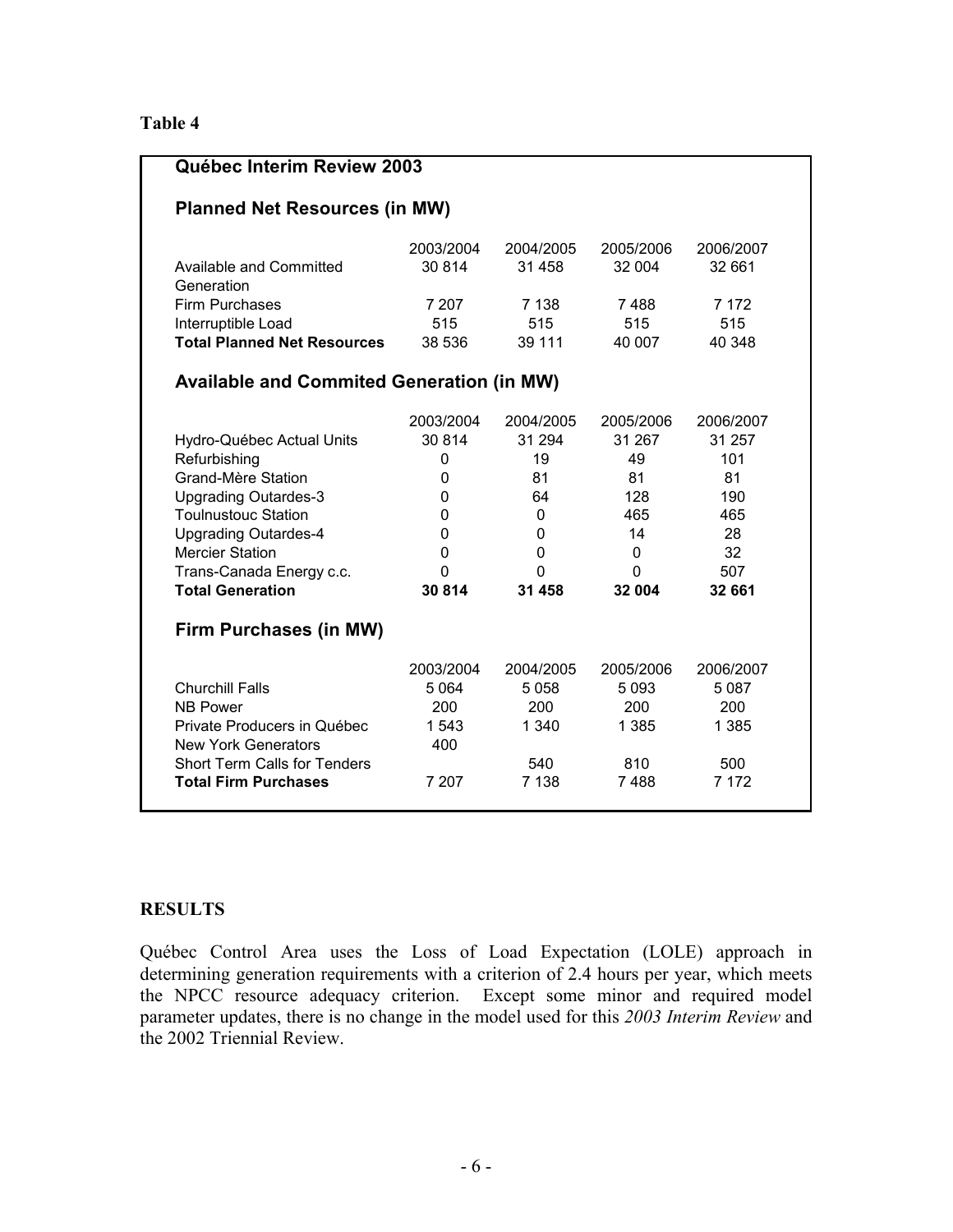**Table 4**

**Québec Interim Review 2003**

**Planned Net Resources (in MW)**

| | 2003/2004 | 2004/2005 | 2005/2006 | 2006/2007 |
|---|---|---|---|---|
| Available and Committed Generation | 30 814 | 31 458 | 32 004 | 32 661 |
| Firm Purchases | 7 207 | 7 138 | 7 488 | 7 172 |
| Interruptible Load | 515 | 515 | 515 | 515 |
| **Total Planned Net Resources** | 38 536 | 39 111 | 40 007 | 40 348 |

**Available and Commited Generation (in MW)**

| | 2003/2004 | 2004/2005 | 2005/2006 | 2006/2007 |
|---|---|---|---|---|
| Hydro-Québec Actual Units | 30 814 | 31 294 | 31 267 | 31 257 |
| Refurbishing | 0 | 19 | 49 | 101 |
| Grand-Mère Station | 0 | 81 | 81 | 81 |
| Upgrading Outardes-3 | 0 | 64 | 128 | 190 |
| Toulnustouc Station | 0 | 0 | 465 | 465 |
| Upgrading Outardes-4 | 0 | 0 | 14 | 28 |
| Mercier Station | 0 | 0 | 0 | 32 |
| Trans-Canada Energy c.c. | 0 | 0 | 0 | 507 |
| **Total Generation** | **30 814** | **31 458** | **32 004** | **32 661** |

**Firm Purchases (in MW)**

| | 2003/2004 | 2004/2005 | 2005/2006 | 2006/2007 |
|---|---|---|---|---|
| Churchill Falls | 5 064 | 5 058 | 5 093 | 5 087 |
| NB Power | 200 | 200 | 200 | 200 |
| Private Producers in Québec | 1 543 | 1 340 | 1 385 | 1 385 |
| New York Generators | 400 | | | |
| Short Term Calls for Tenders | | 540 | 810 | 500 |
| **Total Firm Purchases** | 7 207 | 7 138 | 7 488 | 7 172 |

## RESULTS

Québec Control Area uses the Loss of Load Expectation (LOLE) approach in determining generation requirements with a criterion of 2.4 hours per year, which meets the NPCC resource adequacy criterion. Except some minor and required model parameter updates, there is no change in the model used for this *2003 Interim Review* and the 2002 Triennial Review.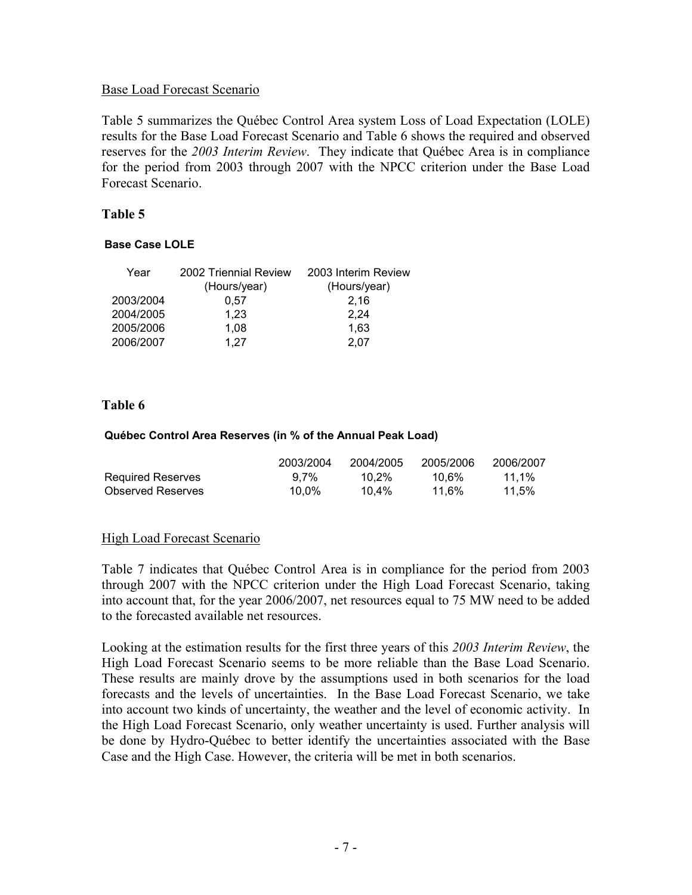Base Load Forecast Scenario

Table 5 summarizes the Québec Control Area system Loss of Load Expectation (LOLE) results for the Base Load Forecast Scenario and Table 6 shows the required and observed reserves for the *2003 Interim Review*. They indicate that Québec Area is in compliance for the period from 2003 through 2007 with the NPCC criterion under the Base Load Forecast Scenario.

**Table 5**

**Base Case LOLE**

| Year | 2002 Triennial Review (Hours/year) | 2003 Interim Review (Hours/year) |
|---|---|---|
| 2003/2004 | 0,57 | 2,16 |
| 2004/2005 | 1,23 | 2,24 |
| 2005/2006 | 1,08 | 1,63 |
| 2006/2007 | 1,27 | 2,07 |

**Table 6**

**Québec Control Area Reserves (in % of the Annual Peak Load)**

| | 2003/2004 | 2004/2005 | 2005/2006 | 2006/2007 |
|---|---|---|---|---|
| Required Reserves | 9,7% | 10,2% | 10,6% | 11,1% |
| Observed Reserves | 10,0% | 10,4% | 11,6% | 11,5% |

High Load Forecast Scenario

Table 7 indicates that Québec Control Area is in compliance for the period from 2003 through 2007 with the NPCC criterion under the High Load Forecast Scenario, taking into account that, for the year 2006/2007, net resources equal to 75 MW need to be added to the forecasted available net resources.

Looking at the estimation results for the first three years of this *2003 Interim Review*, the High Load Forecast Scenario seems to be more reliable than the Base Load Scenario. These results are mainly drove by the assumptions used in both scenarios for the load forecasts and the levels of uncertainties. In the Base Load Forecast Scenario, we take into account two kinds of uncertainty, the weather and the level of economic activity. In the High Load Forecast Scenario, only weather uncertainty is used. Further analysis will be done by Hydro-Québec to better identify the uncertainties associated with the Base Case and the High Case. However, the criteria will be met in both scenarios.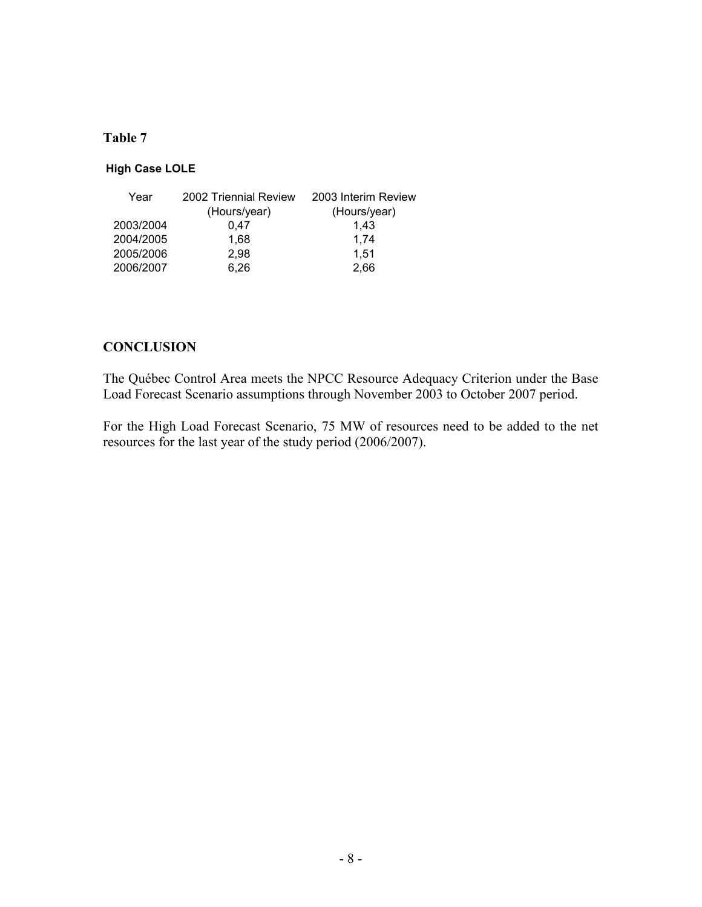**Table 7**

**High Case LOLE**

| Year | 2002 Triennial Review (Hours/year) | 2003 Interim Review (Hours/year) |
|---|---|---|
| 2003/2004 | 0,47 | 1,43 |
| 2004/2005 | 1,68 | 1,74 |
| 2005/2006 | 2,98 | 1,51 |
| 2006/2007 | 6,26 | 2,66 |

## CONCLUSION

The Québec Control Area meets the NPCC Resource Adequacy Criterion under the Base Load Forecast Scenario assumptions through November 2003 to October 2007 period.

For the High Load Forecast Scenario, 75 MW of resources need to be added to the net resources for the last year of the study period (2006/2007).